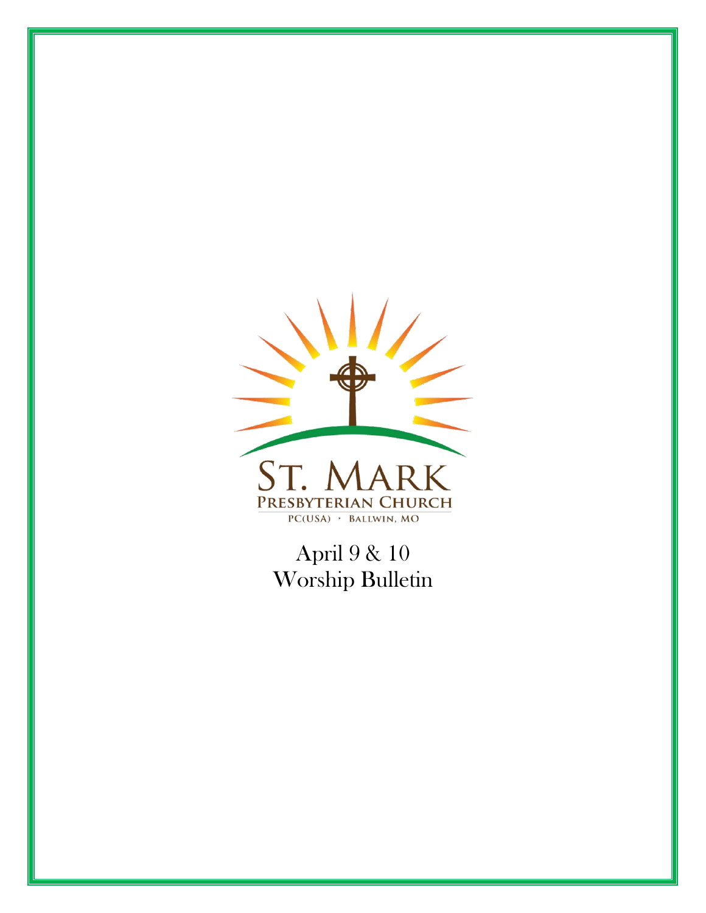ST. MARK
PRESBYTERIAN CHURCH
PC(USA) · BALLWIN, MO

April 9 & 10
Worship Bulletin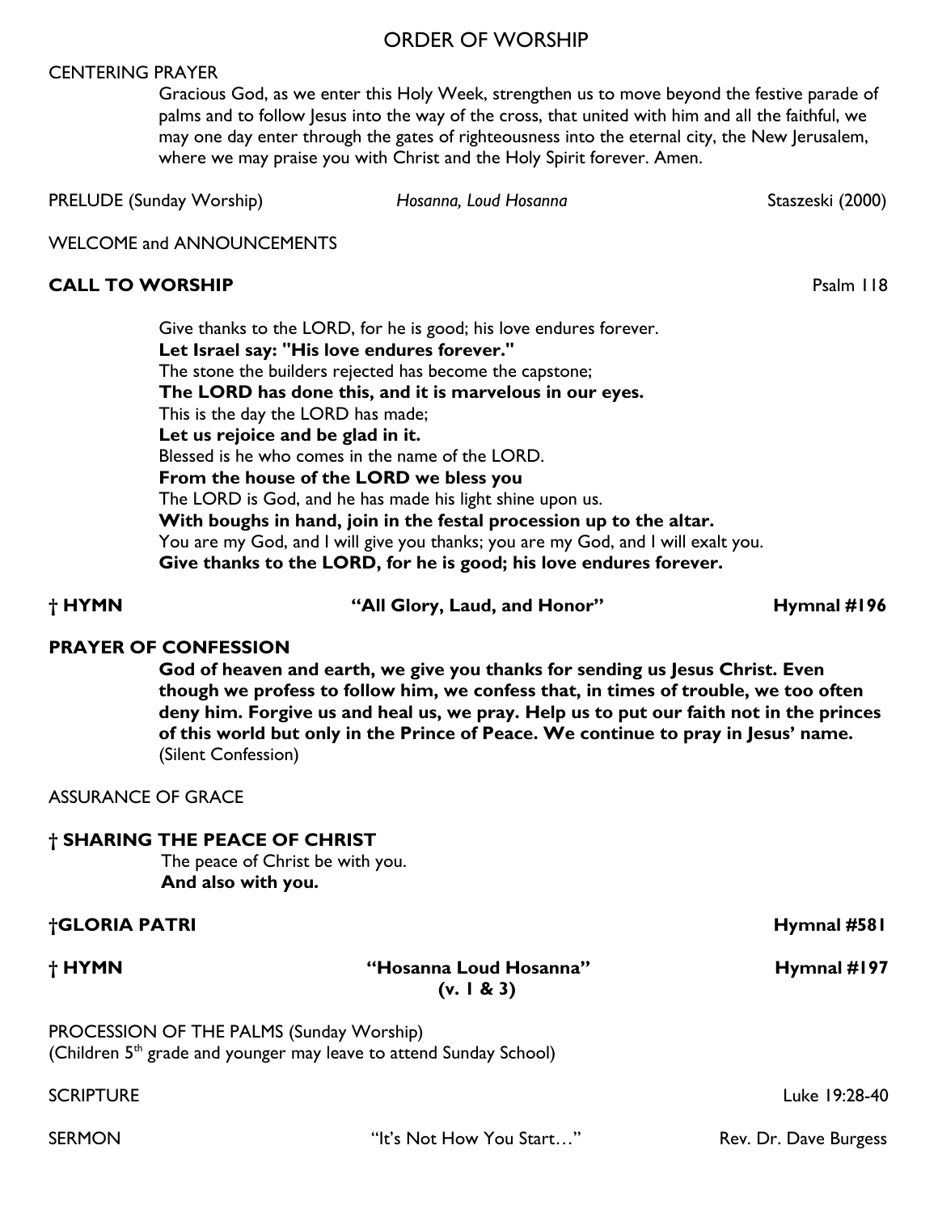# ORDER OF WORSHIP

CENTERING PRAYER

Gracious God, as we enter this Holy Week, strengthen us to move beyond the festive parade of palms and to follow Jesus into the way of the cross, that united with him and all the faithful, we may one day enter through the gates of righteousness into the eternal city, the New Jerusalem, where we may praise you with Christ and the Holy Spirit forever. Amen.

PRELUDE (Sunday Worship) — *Hosanna, Loud Hosanna* — Staszeski (2000)

WELCOME and ANNOUNCEMENTS

**CALL TO WORSHIP** — Psalm 118

Give thanks to the LORD, for he is good; his love endures forever.
**Let Israel say: "His love endures forever."**
The stone the builders rejected has become the capstone;
**The LORD has done this, and it is marvelous in our eyes.**
This is the day the LORD has made;
**Let us rejoice and be glad in it.**
Blessed is he who comes in the name of the LORD.
**From the house of the LORD we bless you**
The LORD is God, and he has made his light shine upon us.
**With boughs in hand, join in the festal procession up to the altar.**
You are my God, and I will give you thanks; you are my God, and I will exalt you.
**Give thanks to the LORD, for he is good; his love endures forever.**

**† HYMN — "All Glory, Laud, and Honor" — Hymnal #196**

**PRAYER OF CONFESSION**

**God of heaven and earth, we give you thanks for sending us Jesus Christ. Even though we profess to follow him, we confess that, in times of trouble, we too often deny him. Forgive us and heal us, we pray. Help us to put our faith not in the princes of this world but only in the Prince of Peace. We continue to pray in Jesus' name.**
(Silent Confession)

ASSURANCE OF GRACE

**† SHARING THE PEACE OF CHRIST**

The peace of Christ be with you.
**And also with you.**

**†GLORIA PATRI — Hymnal #581**

**† HYMN — "Hosanna Loud Hosanna" (v. 1 & 3) — Hymnal #197**

PROCESSION OF THE PALMS (Sunday Worship)
(Children 5th grade and younger may leave to attend Sunday School)

SCRIPTURE — Luke 19:28-40

SERMON — "It's Not How You Start…" — Rev. Dr. Dave Burgess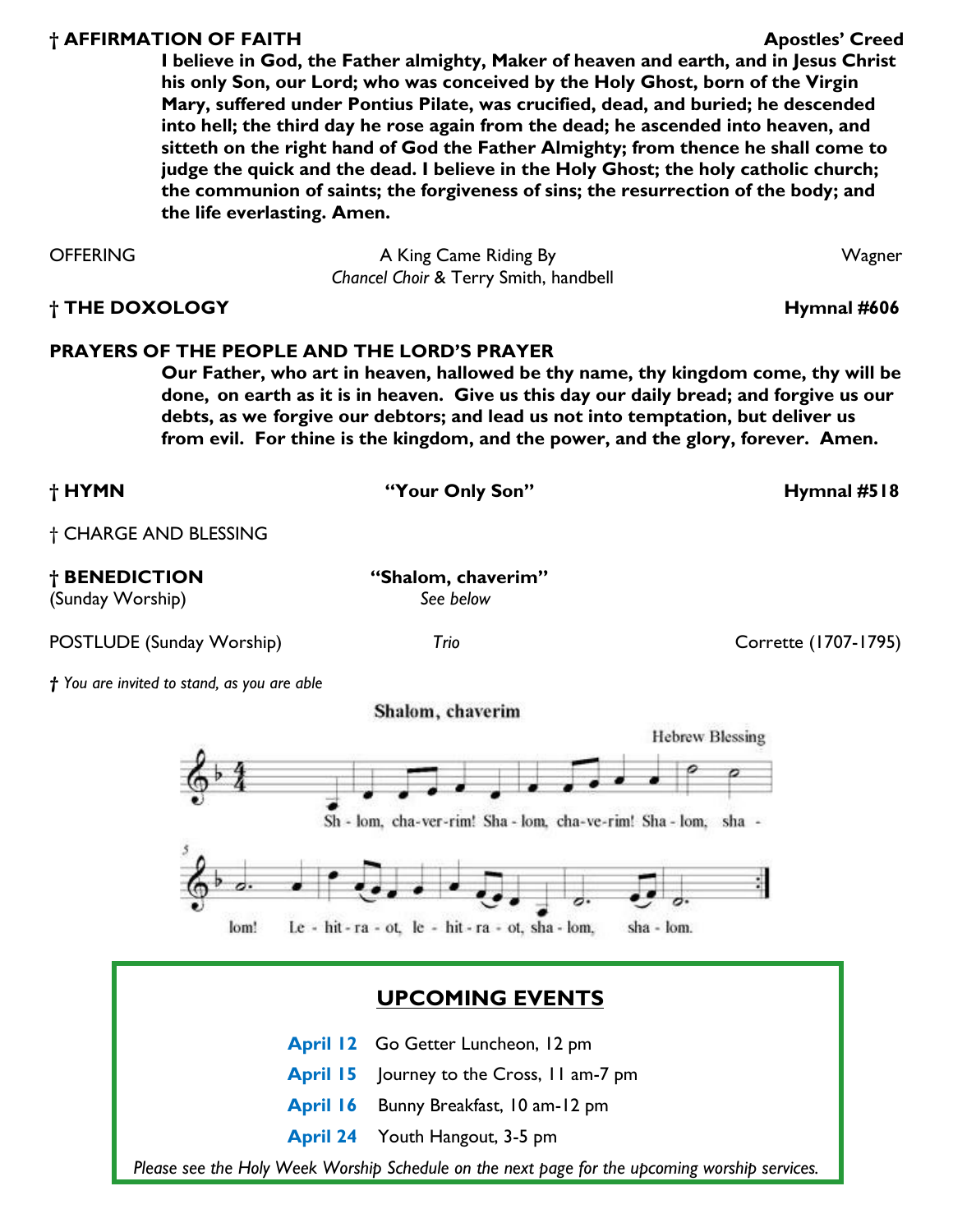**† AFFIRMATION OF FAITH** **Apostles' Creed**

**I believe in God, the Father almighty, Maker of heaven and earth, and in Jesus Christ his only Son, our Lord; who was conceived by the Holy Ghost, born of the Virgin Mary, suffered under Pontius Pilate, was crucified, dead, and buried; he descended into hell; the third day he rose again from the dead; he ascended into heaven, and sitteth on the right hand of God the Father Almighty; from thence he shall come to judge the quick and the dead. I believe in the Holy Ghost; the holy catholic church; the communion of saints; the forgiveness of sins; the resurrection of the body; and the life everlasting. Amen.**

OFFERING — A King Came Riding By — Wagner
*Chancel Choir* & Terry Smith, handbell

**† THE DOXOLOGY** **Hymnal #606**

**PRAYERS OF THE PEOPLE AND THE LORD'S PRAYER**

**Our Father, who art in heaven, hallowed be thy name, thy kingdom come, thy will be done, on earth as it is in heaven. Give us this day our daily bread; and forgive us our debts, as we forgive our debtors; and lead us not into temptation, but deliver us from evil. For thine is the kingdom, and the power, and the glory, forever. Amen.**

**† HYMN** **"Your Only Son"** **Hymnal #518**

† CHARGE AND BLESSING

**† BENEDICTION** **"Shalom, chaverim"**
(Sunday Worship) *See below*

POSTLUDE (Sunday Worship) — *Trio* — Corrette (1707-1795)

*† You are invited to stand, as you are able*

**Shalom, chaverim**

Hebrew Blessing

Sh - lom, cha-ver-rim! Sha - lom, cha-ve-rim! Sha - lom, sha - lom! Le - hit - ra - ot, le - hit - ra - ot, sha - lom, sha - lom.

## UPCOMING EVENTS

**April 12** Go Getter Luncheon, 12 pm

**April 15** Journey to the Cross, 11 am-7 pm

**April 16** Bunny Breakfast, 10 am-12 pm

**April 24** Youth Hangout, 3-5 pm

*Please see the Holy Week Worship Schedule on the next page for the upcoming worship services.*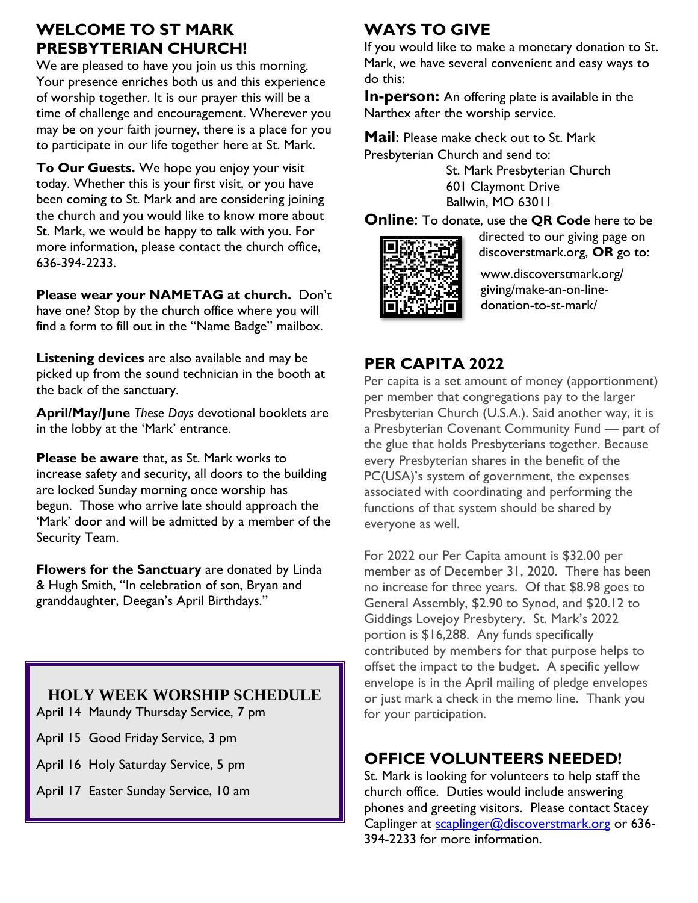## WELCOME TO ST MARK PRESBYTERIAN CHURCH!

We are pleased to have you join us this morning. Your presence enriches both us and this experience of worship together. It is our prayer this will be a time of challenge and encouragement. Wherever you may be on your faith journey, there is a place for you to participate in our life together here at St. Mark.

**To Our Guests.** We hope you enjoy your visit today. Whether this is your first visit, or you have been coming to St. Mark and are considering joining the church and you would like to know more about St. Mark, we would be happy to talk with you. For more information, please contact the church office, 636-394-2233.

**Please wear your NAMETAG at church.** Don't have one? Stop by the church office where you will find a form to fill out in the "Name Badge" mailbox.

**Listening devices** are also available and may be picked up from the sound technician in the booth at the back of the sanctuary.

**April/May/June** *These Days* devotional booklets are in the lobby at the 'Mark' entrance.

**Please be aware** that, as St. Mark works to increase safety and security, all doors to the building are locked Sunday morning once worship has begun. Those who arrive late should approach the 'Mark' door and will be admitted by a member of the Security Team.

**Flowers for the Sanctuary** are donated by Linda & Hugh Smith, "In celebration of son, Bryan and granddaughter, Deegan's April Birthdays."

### HOLY WEEK WORSHIP SCHEDULE

April 14 Maundy Thursday Service, 7 pm

April 15 Good Friday Service, 3 pm

April 16 Holy Saturday Service, 5 pm

April 17 Easter Sunday Service, 10 am

## WAYS TO GIVE

If you would like to make a monetary donation to St. Mark, we have several convenient and easy ways to do this:

**In-person:** An offering plate is available in the Narthex after the worship service.

**Mail**: Please make check out to St. Mark Presbyterian Church and send to:

St. Mark Presbyterian Church
601 Claymont Drive
Ballwin, MO 63011

**Online**: To donate, use the **QR Code** here to be directed to our giving page on discoverstmark.org, **OR** go to:

www.discoverstmark.org/giving/make-an-on-line-donation-to-st-mark/

## PER CAPITA 2022

Per capita is a set amount of money (apportionment) per member that congregations pay to the larger Presbyterian Church (U.S.A.). Said another way, it is a Presbyterian Covenant Community Fund — part of the glue that holds Presbyterians together. Because every Presbyterian shares in the benefit of the PC(USA)'s system of government, the expenses associated with coordinating and performing the functions of that system should be shared by everyone as well.

For 2022 our Per Capita amount is $32.00 per member as of December 31, 2020. There has been no increase for three years. Of that $8.98 goes to General Assembly, $2.90 to Synod, and $20.12 to Giddings Lovejoy Presbytery. St. Mark's 2022 portion is $16,288. Any funds specifically contributed by members for that purpose helps to offset the impact to the budget. A specific yellow envelope is in the April mailing of pledge envelopes or just mark a check in the memo line. Thank you for your participation.

## OFFICE VOLUNTEERS NEEDED!

St. Mark is looking for volunteers to help staff the church office. Duties would include answering phones and greeting visitors. Please contact Stacey Caplinger at scaplinger@discoverstmark.org or 636-394-2233 for more information.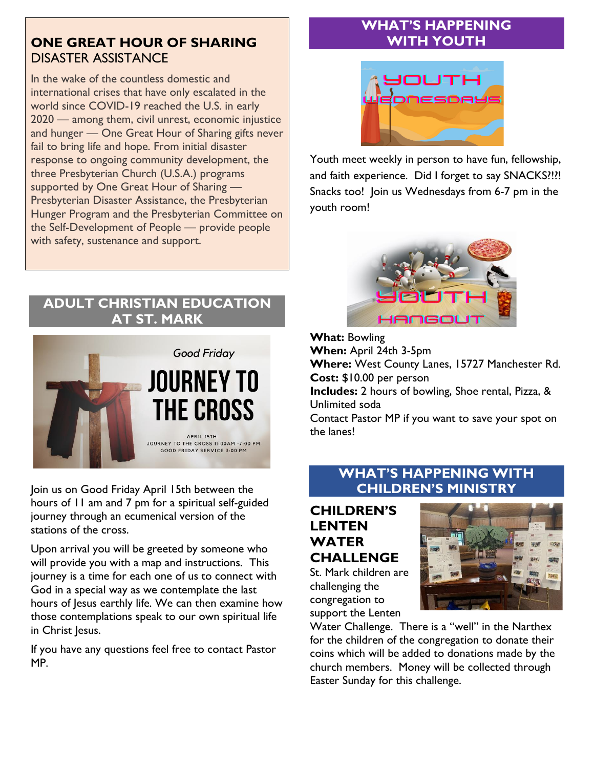## ONE GREAT HOUR OF SHARING
DISASTER ASSISTANCE

In the wake of the countless domestic and international crises that have only escalated in the world since COVID-19 reached the U.S. in early 2020 — among them, civil unrest, economic injustice and hunger — One Great Hour of Sharing gifts never fail to bring life and hope. From initial disaster response to ongoing community development, the three Presbyterian Church (U.S.A.) programs supported by One Great Hour of Sharing — Presbyterian Disaster Assistance, the Presbyterian Hunger Program and the Presbyterian Committee on the Self-Development of People — provide people with safety, sustenance and support.

## ADULT CHRISTIAN EDUCATION AT ST. MARK

*Good Friday*

**JOURNEY TO THE CROSS**

APRIL 15TH
JOURNEY TO THE CROSS 11:00AM -7:00 PM
GOOD FRIDAY SERVICE 3:00 PM

Join us on Good Friday April 15th between the hours of 11 am and 7 pm for a spiritual self-guided journey through an ecumenical version of the stations of the cross.

Upon arrival you will be greeted by someone who will provide you with a map and instructions. This journey is a time for each one of us to connect with God in a special way as we contemplate the last hours of Jesus earthly life. We can then examine how those contemplations speak to our own spiritual life in Christ Jesus.

If you have any questions feel free to contact Pastor MP.

## WHAT'S HAPPENING WITH YOUTH

YOUTH WEDNESDAYS

Youth meet weekly in person to have fun, fellowship, and faith experience. Did I forget to say SNACKS?!?! Snacks too! Join us Wednesdays from 6-7 pm in the youth room!

YOUTH HANGOUT

**What:** Bowling
**When:** April 24th 3-5pm
**Where:** West County Lanes, 15727 Manchester Rd.
**Cost:** $10.00 per person
**Includes:** 2 hours of bowling, Shoe rental, Pizza, & Unlimited soda
Contact Pastor MP if you want to save your spot on the lanes!

## WHAT'S HAPPENING WITH CHILDREN'S MINISTRY

### CHILDREN'S LENTEN WATER CHALLENGE

St. Mark children are challenging the congregation to support the Lenten Water Challenge. There is a "well" in the Narthex for the children of the congregation to donate their coins which will be added to donations made by the church members. Money will be collected through Easter Sunday for this challenge.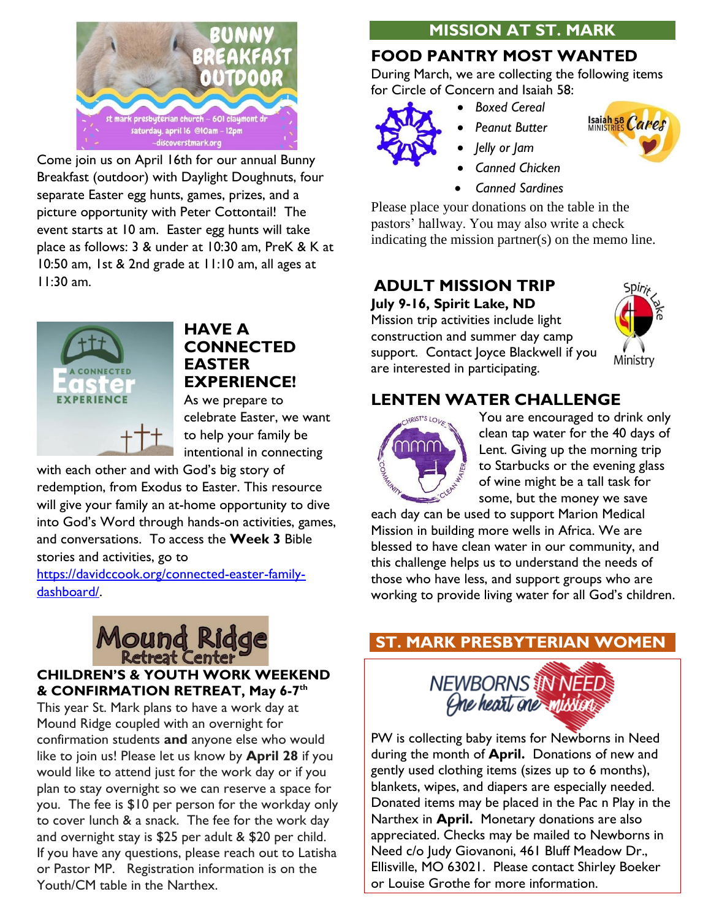## BUNNY BREAKFAST OUTDOOR

st mark presbyterian church ~ 601 claymont dr
saturday, april 16 @10am - 12pm
~discoverstmark.org

Come join us on April 16th for our annual Bunny Breakfast (outdoor) with Daylight Doughnuts, four separate Easter egg hunts, games, prizes, and a picture opportunity with Peter Cottontail! The event starts at 10 am. Easter egg hunts will take place as follows: 3 & under at 10:30 am, PreK & K at 10:50 am, 1st & 2nd grade at 11:10 am, all ages at 11:30 am.

## HAVE A CONNECTED EASTER EXPERIENCE!

As we prepare to celebrate Easter, we want to help your family be intentional in connecting with each other and with God's big story of redemption, from Exodus to Easter. This resource will give your family an at-home opportunity to dive into God's Word through hands-on activities, games, and conversations. To access the **Week 3** Bible stories and activities, go to [https://davidccook.org/connected-easter-family-dashboard/](https://davidccook.org/connected-easter-family-dashboard/).

## Mound Ridge Retreat Center

### CHILDREN'S & YOUTH WORK WEEKEND & CONFIRMATION RETREAT, May 6-7th

This year St. Mark plans to have a work day at Mound Ridge coupled with an overnight for confirmation students **and** anyone else who would like to join us! Please let us know by **April 28** if you would like to attend just for the work day or if you plan to stay overnight so we can reserve a space for you. The fee is $10 per person for the workday only to cover lunch & a snack. The fee for the work day and overnight stay is $25 per adult & $20 per child. If you have any questions, please reach out to Latisha or Pastor MP. Registration information is on the Youth/CM table in the Narthex.

## MISSION AT ST. MARK

### FOOD PANTRY MOST WANTED

During March, we are collecting the following items for Circle of Concern and Isaiah 58:

- *Boxed Cereal*
- *Peanut Butter*
- *Jelly or Jam*
- *Canned Chicken*
- *Canned Sardines*

Please place your donations on the table in the pastors' hallway. You may also write a check indicating the mission partner(s) on the memo line.

### ADULT MISSION TRIP

**July 9-16, Spirit Lake, ND**

Mission trip activities include light construction and summer day camp support. Contact Joyce Blackwell if you are interested in participating.

### LENTEN WATER CHALLENGE

You are encouraged to drink only clean tap water for the 40 days of Lent. Giving up the morning trip to Starbucks or the evening glass of wine might be a tall task for some, but the money we save each day can be used to support Marion Medical Mission in building more wells in Africa. We are blessed to have clean water in our community, and this challenge helps us to understand the needs of those who have less, and support groups who are working to provide living water for all God's children.

## ST. MARK PRESBYTERIAN WOMEN

NEWBORNS IN NEED
One heart one mission

PW is collecting baby items for Newborns in Need during the month of **April.** Donations of new and gently used clothing items (sizes up to 6 months), blankets, wipes, and diapers are especially needed. Donated items may be placed in the Pac n Play in the Narthex in **April.** Monetary donations are also appreciated. Checks may be mailed to Newborns in Need c/o Judy Giovanoni, 461 Bluff Meadow Dr., Ellisville, MO 63021. Please contact Shirley Boeker or Louise Grothe for more information.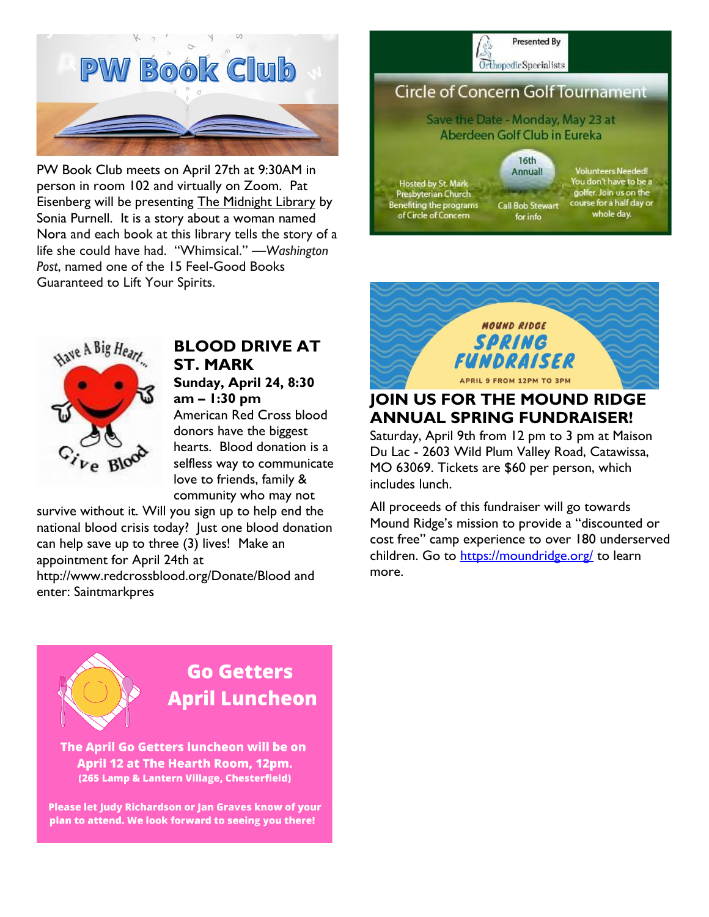## PW Book Club

PW Book Club meets on April 27th at 9:30AM in person in room 102 and virtually on Zoom. Pat Eisenberg will be presenting The Midnight Library by Sonia Purnell. It is a story about a woman named Nora and each book at this library tells the story of a life she could have had. "Whimsical." —*Washington Post*, named one of the 15 Feel-Good Books Guaranteed to Lift Your Spirits.

## BLOOD DRIVE AT ST. MARK

**Sunday, April 24, 8:30 am – 1:30 pm**

American Red Cross blood donors have the biggest hearts. Blood donation is a selfless way to communicate love to friends, family & community who may not survive without it. Will you sign up to help end the national blood crisis today? Just one blood donation can help save up to three (3) lives! Make an appointment for April 24th at http://www.redcrossblood.org/Donate/Blood and enter: Saintmarkpres

## Go Getters April Luncheon

**The April Go Getters luncheon will be on April 12 at The Hearth Room, 12pm.**
**(265 Lamp & Lantern Village, Chesterfield)**

**Please let Judy Richardson or Jan Graves know of your plan to attend. We look forward to seeing you there!**

Presented By Orthopedic Specialists

## Circle of Concern Golf Tournament

Save the Date - Monday, May 23 at Aberdeen Golf Club in Eureka

16th Annual!

Hosted by St. Mark Presbyterian Church Benefiting the programs of Circle of Concern

Call Bob Stewart for info

Volunteers Needed! You don't have to be a golfer. Join us on the course for a half day or whole day.

## MOUND RIDGE SPRING FUNDRAISER

APRIL 9 FROM 12PM TO 3PM

## JOIN US FOR THE MOUND RIDGE ANNUAL SPRING FUNDRAISER!

Saturday, April 9th from 12 pm to 3 pm at Maison Du Lac - 2603 Wild Plum Valley Road, Catawissa, MO 63069. Tickets are $60 per person, which includes lunch.

All proceeds of this fundraiser will go towards Mound Ridge's mission to provide a "discounted or cost free" camp experience to over 180 underserved children. Go to https://moundridge.org/ to learn more.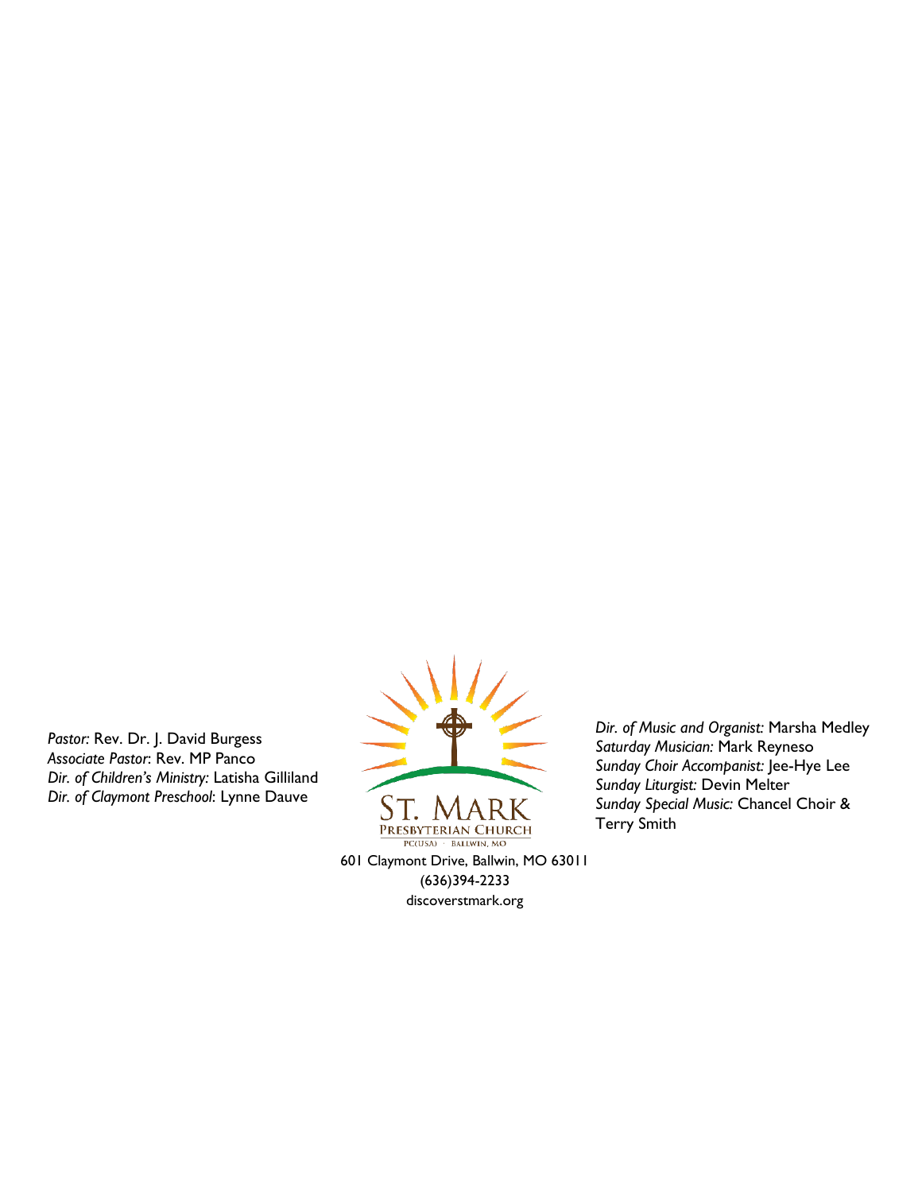*Pastor:* Rev. Dr. J. David Burgess
*Associate Pastor*: Rev. MP Panco
*Dir. of Children's Ministry:* Latisha Gilliland
*Dir. of Claymont Preschool*: Lynne Dauve

ST. MARK
PRESBYTERIAN CHURCH
PC(USA) · BALLWIN, MO

601 Claymont Drive, Ballwin, MO 63011
(636)394-2233
discoverstmark.org

*Dir. of Music and Organist:* Marsha Medley
*Saturday Musician:* Mark Reyneso
*Sunday Choir Accompanist:* Jee-Hye Lee
*Sunday Liturgist:* Devin Melter
*Sunday Special Music:* Chancel Choir & Terry Smith